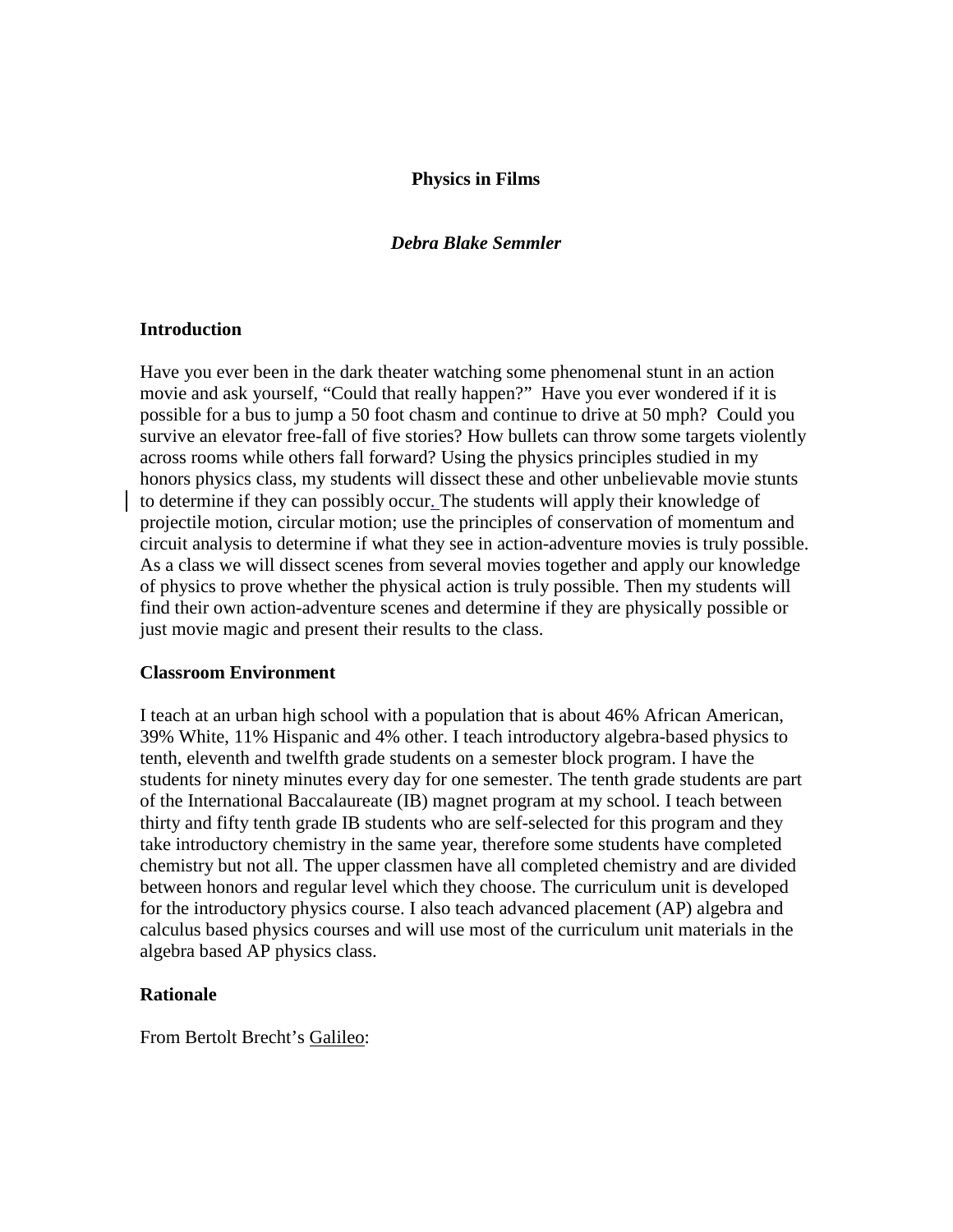# Physics in Films

***Debra Blake Semmler***

## Introduction

Have you ever been in the dark theater watching some phenomenal stunt in an action movie and ask yourself, "Could that really happen?" Have you ever wondered if it is possible for a bus to jump a 50 foot chasm and continue to drive at 50 mph? Could you survive an elevator free-fall of five stories? How bullets can throw some targets violently across rooms while others fall forward? Using the physics principles studied in my honors physics class, my students will dissect these and other unbelievable movie stunts to determine if they can possibly occur. The students will apply their knowledge of projectile motion, circular motion; use the principles of conservation of momentum and circuit analysis to determine if what they see in action-adventure movies is truly possible. As a class we will dissect scenes from several movies together and apply our knowledge of physics to prove whether the physical action is truly possible. Then my students will find their own action-adventure scenes and determine if they are physically possible or just movie magic and present their results to the class.

## Classroom Environment

I teach at an urban high school with a population that is about 46% African American, 39% White, 11% Hispanic and 4% other. I teach introductory algebra-based physics to tenth, eleventh and twelfth grade students on a semester block program. I have the students for ninety minutes every day for one semester. The tenth grade students are part of the International Baccalaureate (IB) magnet program at my school. I teach between thirty and fifty tenth grade IB students who are self-selected for this program and they take introductory chemistry in the same year, therefore some students have completed chemistry but not all. The upper classmen have all completed chemistry and are divided between honors and regular level which they choose. The curriculum unit is developed for the introductory physics course. I also teach advanced placement (AP) algebra and calculus based physics courses and will use most of the curriculum unit materials in the algebra based AP physics class.

## Rationale

From Bertolt Brecht's Galileo: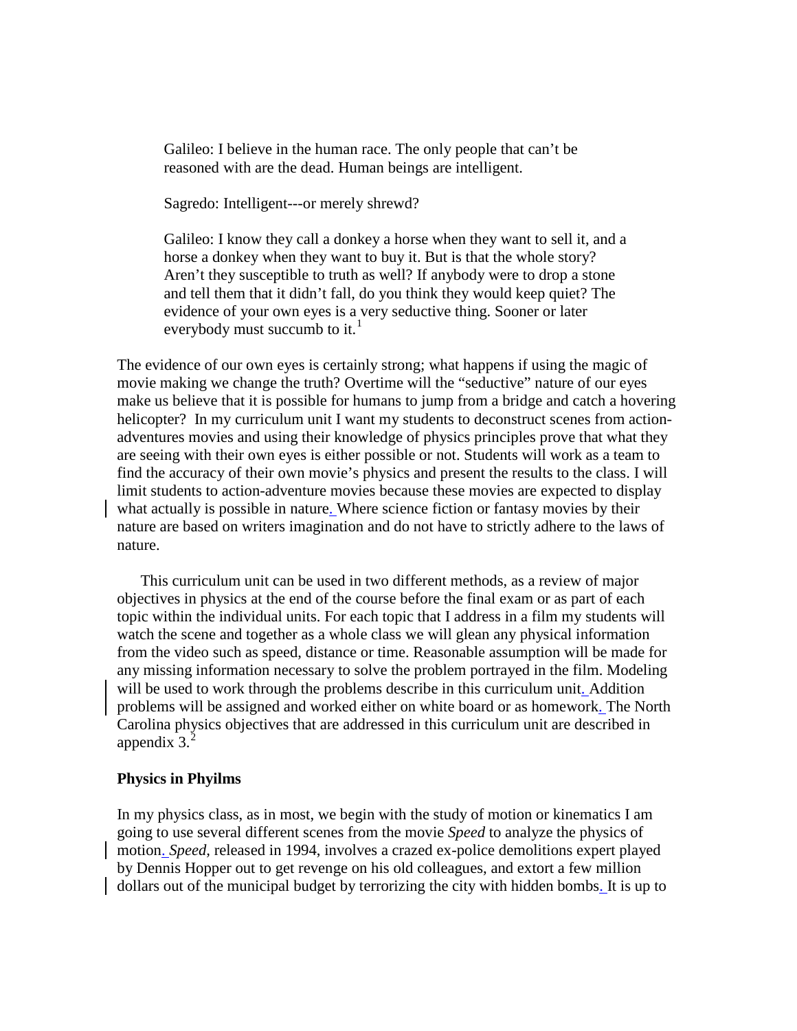> Galileo: I believe in the human race. The only people that can't be reasoned with are the dead. Human beings are intelligent.
>
> Sagredo: Intelligent---or merely shrewd?
>
> Galileo: I know they call a donkey a horse when they want to sell it, and a horse a donkey when they want to buy it. But is that the whole story? Aren't they susceptible to truth as well? If anybody were to drop a stone and tell them that it didn't fall, do you think they would keep quiet? The evidence of your own eyes is a very seductive thing. Sooner or later everybody must succumb to it.[1]

The evidence of our own eyes is certainly strong; what happens if using the magic of movie making we change the truth? Overtime will the "seductive" nature of our eyes make us believe that it is possible for humans to jump from a bridge and catch a hovering helicopter? In my curriculum unit I want my students to deconstruct scenes from action-adventures movies and using their knowledge of physics principles prove that what they are seeing with their own eyes is either possible or not. Students will work as a team to find the accuracy of their own movie's physics and present the results to the class. I will limit students to action-adventure movies because these movies are expected to display what actually is possible in nature. Where science fiction or fantasy movies by their nature are based on writers imagination and do not have to strictly adhere to the laws of nature.

This curriculum unit can be used in two different methods, as a review of major objectives in physics at the end of the course before the final exam or as part of each topic within the individual units. For each topic that I address in a film my students will watch the scene and together as a whole class we will glean any physical information from the video such as speed, distance or time. Reasonable assumption will be made for any missing information necessary to solve the problem portrayed in the film. Modeling will be used to work through the problems describe in this curriculum unit. Addition problems will be assigned and worked either on white board or as homework. The North Carolina physics objectives that are addressed in this curriculum unit are described in appendix 3.[2]

**Physics in Phyilms**

In my physics class, as in most, we begin with the study of motion or kinematics I am going to use several different scenes from the movie *Speed* to analyze the physics of motion. *Speed,* released in 1994, involves a crazed ex-police demolitions expert played by Dennis Hopper out to get revenge on his old colleagues, and extort a few million dollars out of the municipal budget by terrorizing the city with hidden bombs. It is up to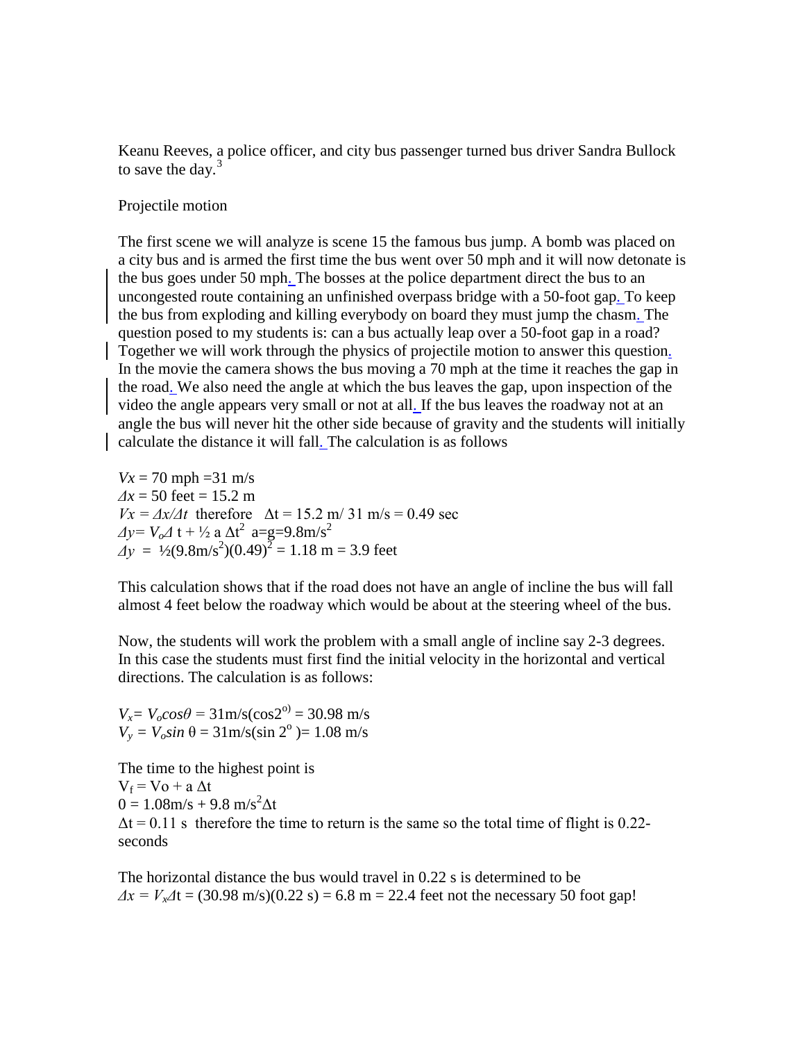Keanu Reeves, a police officer, and city bus passenger turned bus driver Sandra Bullock to save the day.[3]

Projectile motion

The first scene we will analyze is scene 15 the famous bus jump. A bomb was placed on a city bus and is armed the first time the bus went over 50 mph and it will now detonate is the bus goes under 50 mph. The bosses at the police department direct the bus to an uncongested route containing an unfinished overpass bridge with a 50-foot gap. To keep the bus from exploding and killing everybody on board they must jump the chasm. The question posed to my students is: can a bus actually leap over a 50-foot gap in a road? Together we will work through the physics of projectile motion to answer this question. In the movie the camera shows the bus moving a 70 mph at the time it reaches the gap in the road. We also need the angle at which the bus leaves the gap, upon inspection of the video the angle appears very small or not at all. If the bus leaves the roadway not at an angle the bus will never hit the other side because of gravity and the students will initially calculate the distance it will fall. The calculation is as follows

$V_x$ = 70 mph =31 m/s
$\Delta x$ = 50 feet = 15.2 m
$V_x = \Delta x/\Delta t$ therefore $\Delta t$ = 15.2 m/ 31 m/s = 0.49 sec
$\Delta y = V_o \Delta t + \frac{1}{2} a \Delta t^2$ $a=g=9.8 m/s^2$
$\Delta y = \frac{1}{2}(9.8 m/s^2)(0.49)^2 = 1.18$ m = 3.9 feet

This calculation shows that if the road does not have an angle of incline the bus will fall almost 4 feet below the roadway which would be about at the steering wheel of the bus.

Now, the students will work the problem with a small angle of incline say 2-3 degrees. In this case the students must first find the initial velocity in the horizontal and vertical directions. The calculation is as follows:

$V_x = V_o cos\theta = 31 m/s(cos 2^{o)} = 30.98$ m/s
$V_y = V_o sin\,\theta = 31 m/s(sin\, 2^o) = 1.08$ m/s

The time to the highest point is
$V_f = Vo + a\,\Delta t$
$0 = 1.08 m/s + 9.8\, m/s^2 \Delta t$
$\Delta t = 0.11$ s therefore the time to return is the same so the total time of flight is 0.22-seconds

The horizontal distance the bus would travel in 0.22 s is determined to be
$\Delta x = V_x \Delta t = (30.98\ m/s)(0.22\ s) = 6.8$ m = 22.4 feet not the necessary 50 foot gap!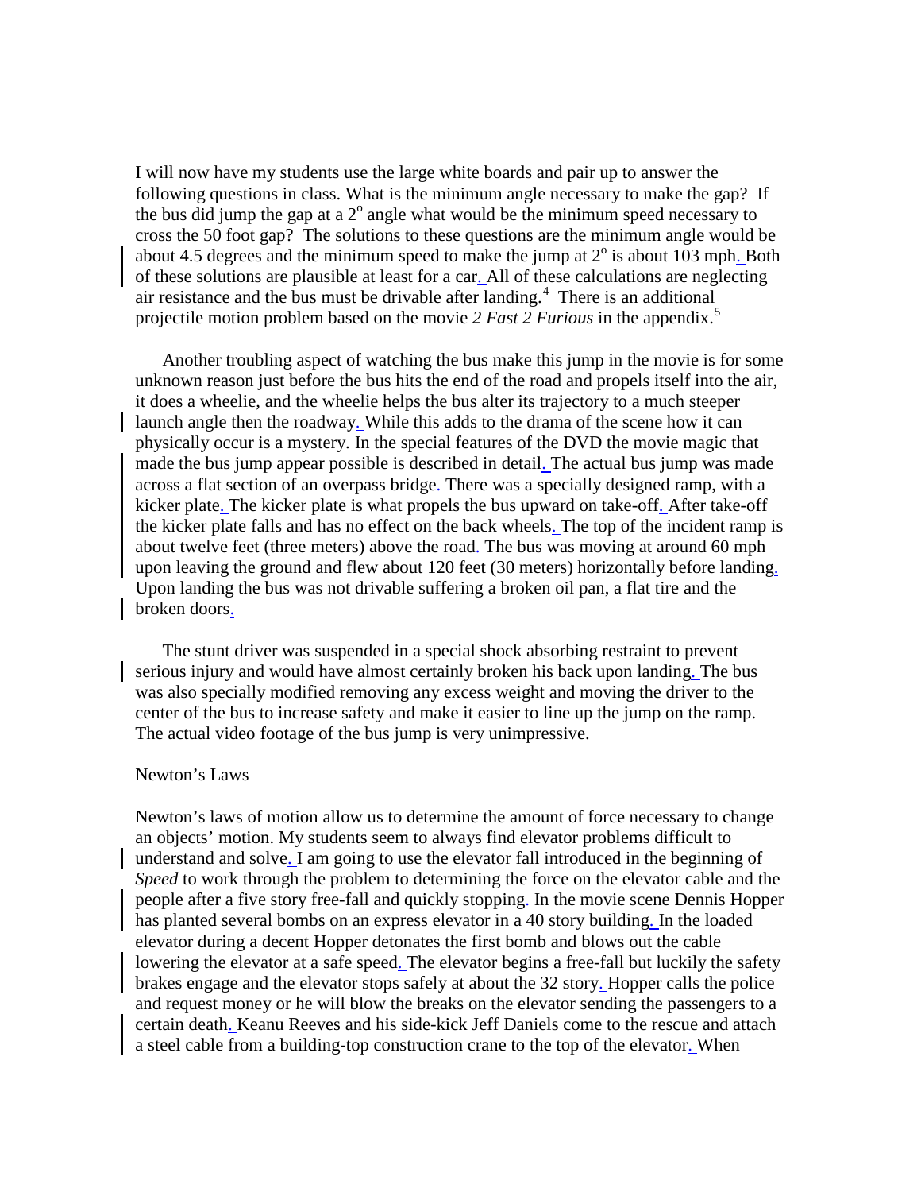I will now have my students use the large white boards and pair up to answer the following questions in class. What is the minimum angle necessary to make the gap? If the bus did jump the gap at a $2^o$ angle what would be the minimum speed necessary to cross the 50 foot gap? The solutions to these questions are the minimum angle would be about 4.5 degrees and the minimum speed to make the jump at $2^o$ is about 103 mph. Both of these solutions are plausible at least for a car. All of these calculations are neglecting air resistance and the bus must be drivable after landing.[4] There is an additional projectile motion problem based on the movie *2 Fast 2 Furious* in the appendix.[5]

Another troubling aspect of watching the bus make this jump in the movie is for some unknown reason just before the bus hits the end of the road and propels itself into the air, it does a wheelie, and the wheelie helps the bus alter its trajectory to a much steeper launch angle then the roadway. While this adds to the drama of the scene how it can physically occur is a mystery. In the special features of the DVD the movie magic that made the bus jump appear possible is described in detail. The actual bus jump was made across a flat section of an overpass bridge. There was a specially designed ramp, with a kicker plate. The kicker plate is what propels the bus upward on take-off. After take-off the kicker plate falls and has no effect on the back wheels. The top of the incident ramp is about twelve feet (three meters) above the road. The bus was moving at around 60 mph upon leaving the ground and flew about 120 feet (30 meters) horizontally before landing. Upon landing the bus was not drivable suffering a broken oil pan, a flat tire and the broken doors.

The stunt driver was suspended in a special shock absorbing restraint to prevent serious injury and would have almost certainly broken his back upon landing. The bus was also specially modified removing any excess weight and moving the driver to the center of the bus to increase safety and make it easier to line up the jump on the ramp. The actual video footage of the bus jump is very unimpressive.

## Newton's Laws

Newton's laws of motion allow us to determine the amount of force necessary to change an objects' motion. My students seem to always find elevator problems difficult to understand and solve. I am going to use the elevator fall introduced in the beginning of *Speed* to work through the problem to determining the force on the elevator cable and the people after a five story free-fall and quickly stopping. In the movie scene Dennis Hopper has planted several bombs on an express elevator in a 40 story building. In the loaded elevator during a decent Hopper detonates the first bomb and blows out the cable lowering the elevator at a safe speed. The elevator begins a free-fall but luckily the safety brakes engage and the elevator stops safely at about the 32 story. Hopper calls the police and request money or he will blow the breaks on the elevator sending the passengers to a certain death. Keanu Reeves and his side-kick Jeff Daniels come to the rescue and attach a steel cable from a building-top construction crane to the top of the elevator. When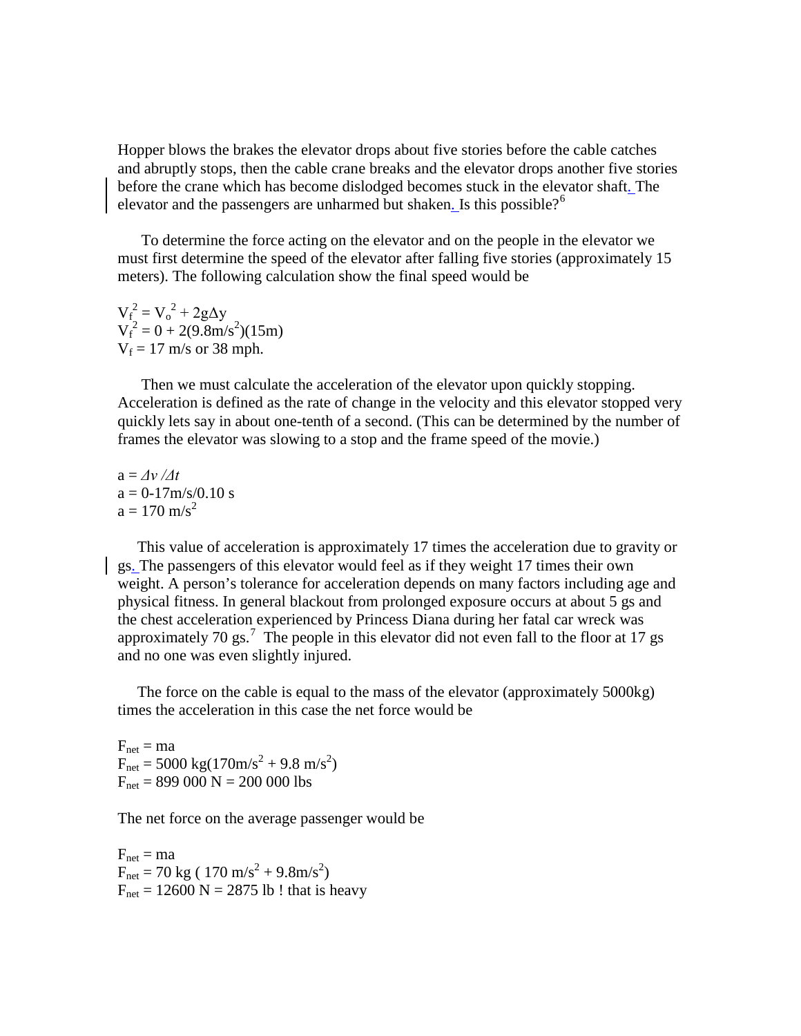Hopper blows the brakes the elevator drops about five stories before the cable catches and abruptly stops, then the cable crane breaks and the elevator drops another five stories before the crane which has become dislodged becomes stuck in the elevator shaft. The elevator and the passengers are unharmed but shaken. Is this possible?[6]

To determine the force acting on the elevator and on the people in the elevator we must first determine the speed of the elevator after falling five stories (approximately 15 meters). The following calculation show the final speed would be

$V_f^2 = V_o^2 + 2g\Delta y$
$V_f^2 = 0 + 2(9.8\text{m/s}^2)(15\text{m})$
$V_f = 17$ m/s or 38 mph.

Then we must calculate the acceleration of the elevator upon quickly stopping. Acceleration is defined as the rate of change in the velocity and this elevator stopped very quickly lets say in about one-tenth of a second. (This can be determined by the number of frames the elevator was slowing to a stop and the frame speed of the movie.)

$a = \Delta v / \Delta t$
$a = 0\text{-}17\text{m/s}/0.10$ s
$a = 170\ \text{m/s}^2$

This value of acceleration is approximately 17 times the acceleration due to gravity or gs. The passengers of this elevator would feel as if they weight 17 times their own weight. A person's tolerance for acceleration depends on many factors including age and physical fitness. In general blackout from prolonged exposure occurs at about 5 gs and the chest acceleration experienced by Princess Diana during her fatal car wreck was approximately 70 gs.[7] The people in this elevator did not even fall to the floor at 17 gs and no one was even slightly injured.

The force on the cable is equal to the mass of the elevator (approximately 5000kg) times the acceleration in this case the net force would be

$F_{net} = ma$
$F_{net} = 5000\ \text{kg}(170\text{m/s}^2 + 9.8\ \text{m/s}^2)$
$F_{net} = 899\ 000$ N = 200 000 lbs

The net force on the average passenger would be

$F_{net} = ma$
$F_{net} = 70\ \text{kg}\ (170\ \text{m/s}^2 + 9.8\text{m/s}^2)$
$F_{net} = 12600$ N = 2875 lb ! that is heavy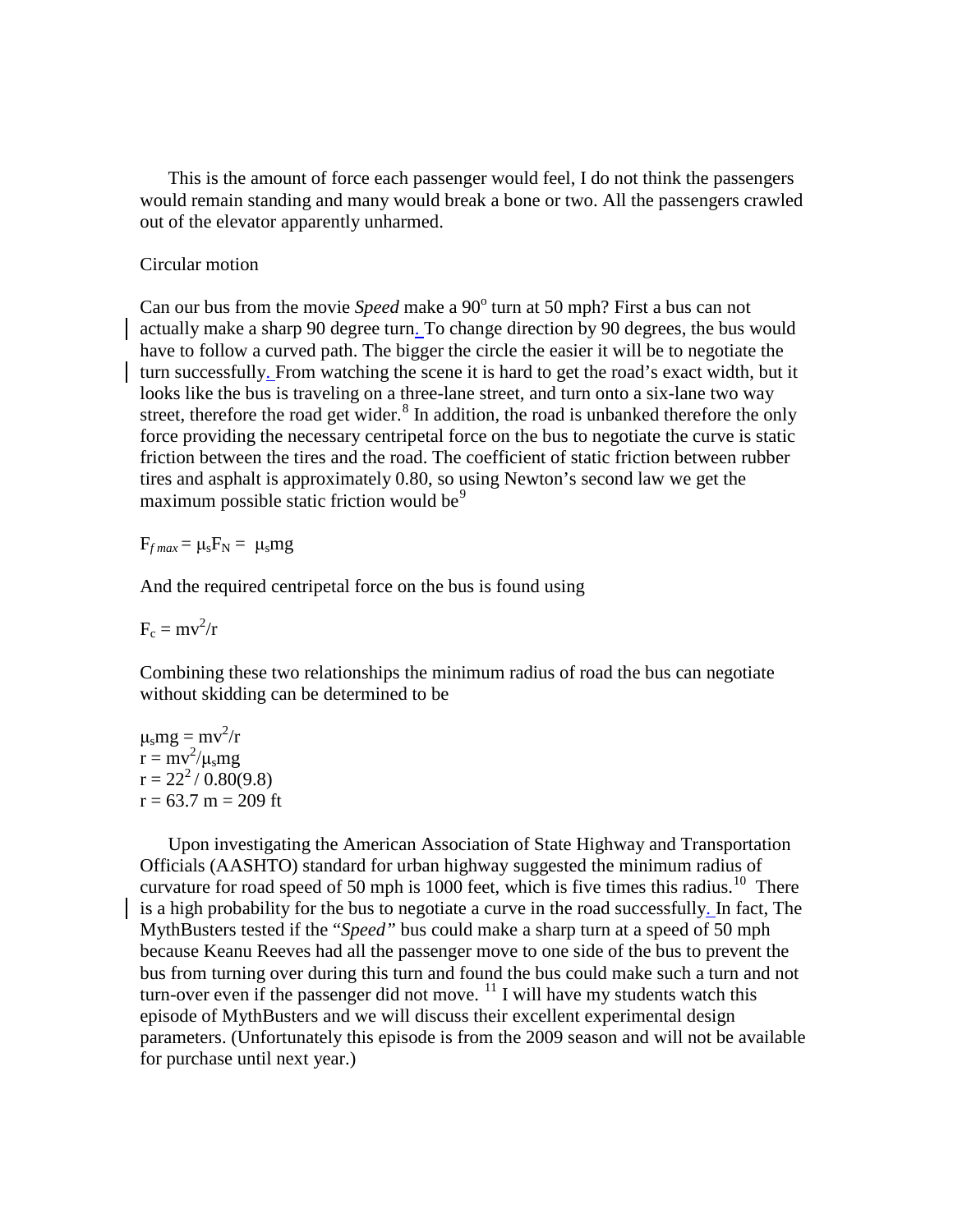This is the amount of force each passenger would feel, I do not think the passengers would remain standing and many would break a bone or two. All the passengers crawled out of the elevator apparently unharmed.

Circular motion

Can our bus from the movie *Speed* make a $90^o$ turn at 50 mph? First a bus can not actually make a sharp 90 degree turn. To change direction by 90 degrees, the bus would have to follow a curved path. The bigger the circle the easier it will be to negotiate the turn successfully. From watching the scene it is hard to get the road's exact width, but it looks like the bus is traveling on a three-lane street, and turn onto a six-lane two way street, therefore the road get wider.[8] In addition, the road is unbanked therefore the only force providing the necessary centripetal force on the bus to negotiate the curve is static friction between the tires and the road. The coefficient of static friction between rubber tires and asphalt is approximately 0.80, so using Newton's second law we get the maximum possible static friction would be[9]

$$F_{f\,max} = \mu_s F_N = \mu_s mg$$

And the required centripetal force on the bus is found using

$$F_c = mv^2/r$$

Combining these two relationships the minimum radius of road the bus can negotiate without skidding can be determined to be

$$\mu_s mg = mv^2/r$$
$$r = mv^2/\mu_s mg$$
$$r = 22^2 / 0.80(9.8)$$
$$r = 63.7 \text{ m} = 209 \text{ ft}$$

Upon investigating the American Association of State Highway and Transportation Officials (AASHTO) standard for urban highway suggested the minimum radius of curvature for road speed of 50 mph is 1000 feet, which is five times this radius.[10] There is a high probability for the bus to negotiate a curve in the road successfully. In fact, The MythBusters tested if the "*Speed*" bus could make a sharp turn at a speed of 50 mph because Keanu Reeves had all the passenger move to one side of the bus to prevent the bus from turning over during this turn and found the bus could make such a turn and not turn-over even if the passenger did not move. [11] I will have my students watch this episode of MythBusters and we will discuss their excellent experimental design parameters. (Unfortunately this episode is from the 2009 season and will not be available for purchase until next year.)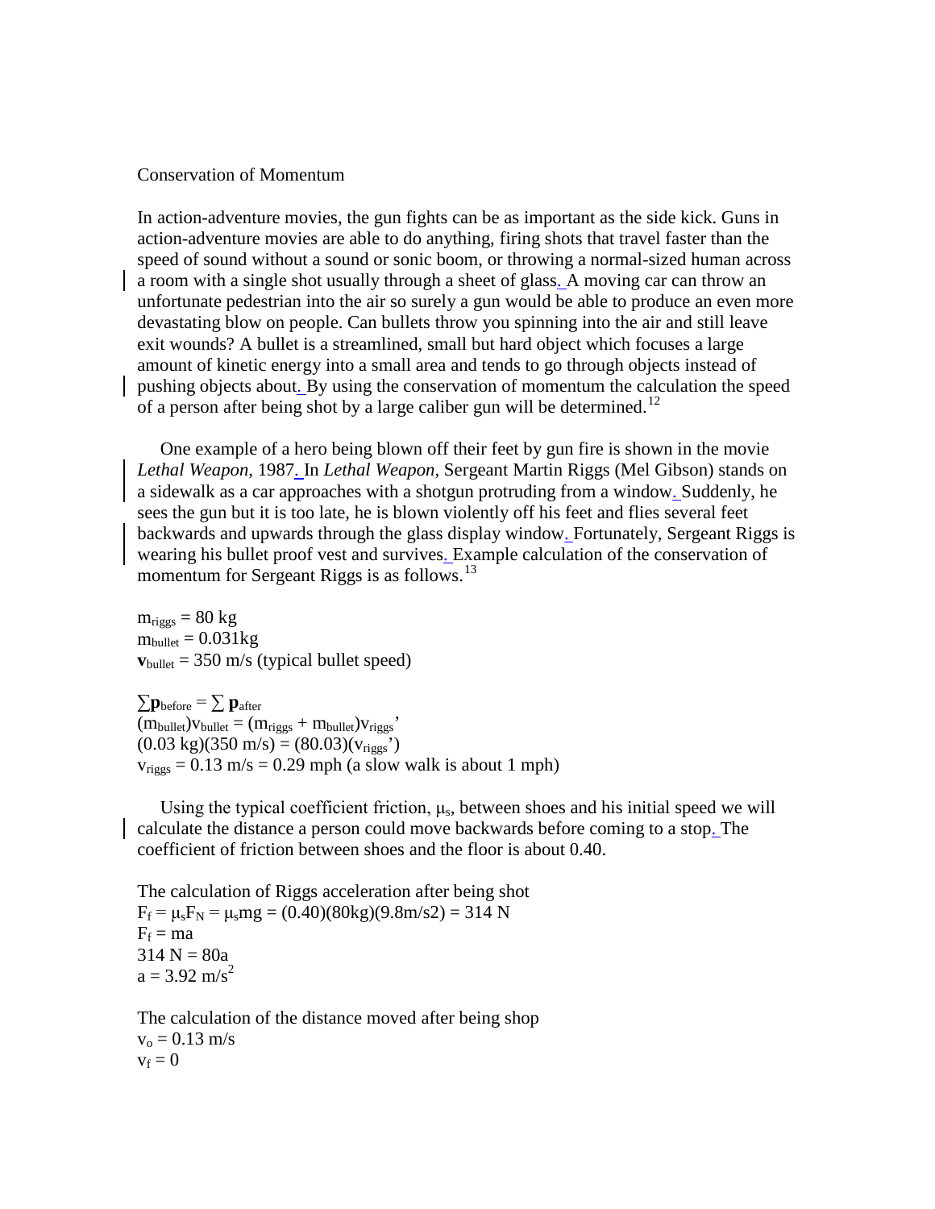Conservation of Momentum

In action-adventure movies, the gun fights can be as important as the side kick. Guns in action-adventure movies are able to do anything, firing shots that travel faster than the speed of sound without a sound or sonic boom, or throwing a normal-sized human across a room with a single shot usually through a sheet of glass. A moving car can throw an unfortunate pedestrian into the air so surely a gun would be able to produce an even more devastating blow on people. Can bullets throw you spinning into the air and still leave exit wounds? A bullet is a streamlined, small but hard object which focuses a large amount of kinetic energy into a small area and tends to go through objects instead of pushing objects about. By using the conservation of momentum the calculation the speed of a person after being shot by a large caliber gun will be determined.[12]

One example of a hero being blown off their feet by gun fire is shown in the movie *Lethal Weapon*, 1987. In *Lethal Weapon*, Sergeant Martin Riggs (Mel Gibson) stands on a sidewalk as a car approaches with a shotgun protruding from a window. Suddenly, he sees the gun but it is too late, he is blown violently off his feet and flies several feet backwards and upwards through the glass display window. Fortunately, Sergeant Riggs is wearing his bullet proof vest and survives. Example calculation of the conservation of momentum for Sergeant Riggs is as follows.[13]

$m_{riggs} = 80$ kg
$m_{bullet} = 0.031$kg
$\mathbf{v}_{bullet} = 350$ m/s (typical bullet speed)

$\sum \mathbf{p}_{before} = \sum \mathbf{p}_{after}$
$(m_{bullet})v_{bullet} = (m_{riggs} + m_{bullet})v_{riggs}'$
$(0.03 \text{ kg})(350 \text{ m/s}) = (80.03)(v_{riggs}')$
$v_{riggs} = 0.13$ m/s $= 0.29$ mph (a slow walk is about 1 mph)

Using the typical coefficient friction, $\mu_s$, between shoes and his initial speed we will calculate the distance a person could move backwards before coming to a stop. The coefficient of friction between shoes and the floor is about 0.40.

The calculation of Riggs acceleration after being shot
$F_f = \mu_s F_N = \mu_s mg = (0.40)(80\text{kg})(9.8\text{m/s2}) = 314$ N
$F_f = ma$
$314 \text{ N} = 80a$
$a = 3.92 \text{ m/s}^2$

The calculation of the distance moved after being shop
$v_o = 0.13$ m/s
$v_f = 0$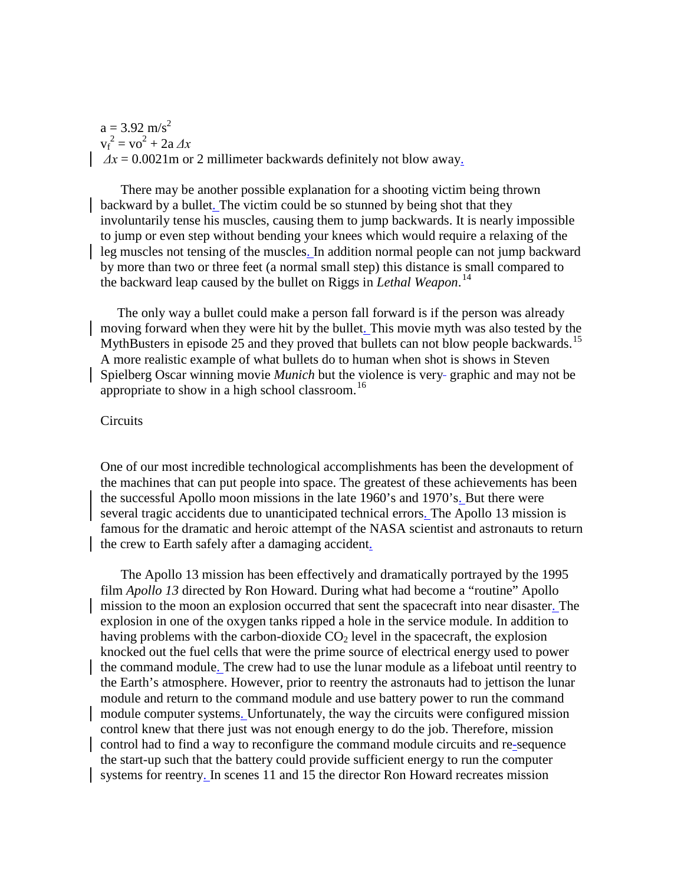$a = 3.92 \text{ m/s}^2$
$v_f^2 = vo^2 + 2a\,\Delta x$
$\Delta x = 0.0021\text{m}$ or 2 millimeter backwards definitely not blow away.

There may be another possible explanation for a shooting victim being thrown backward by a bullet. The victim could be so stunned by being shot that they involuntarily tense his muscles, causing them to jump backwards. It is nearly impossible to jump or even step without bending your knees which would require a relaxing of the leg muscles not tensing of the muscles. In addition normal people can not jump backward by more than two or three feet (a normal small step) this distance is small compared to the backward leap caused by the bullet on Riggs in *Lethal Weapon*.[14]

The only way a bullet could make a person fall forward is if the person was already moving forward when they were hit by the bullet. This movie myth was also tested by the MythBusters in episode 25 and they proved that bullets can not blow people backwards.[15] A more realistic example of what bullets do to human when shot is shows in Steven Spielberg Oscar winning movie *Munich* but the violence is very graphic and may not be appropriate to show in a high school classroom.[16]

## Circuits

One of our most incredible technological accomplishments has been the development of the machines that can put people into space. The greatest of these achievements has been the successful Apollo moon missions in the late 1960's and 1970's. But there were several tragic accidents due to unanticipated technical errors. The Apollo 13 mission is famous for the dramatic and heroic attempt of the NASA scientist and astronauts to return the crew to Earth safely after a damaging accident.

The Apollo 13 mission has been effectively and dramatically portrayed by the 1995 film *Apollo 13* directed by Ron Howard. During what had become a "routine" Apollo mission to the moon an explosion occurred that sent the spacecraft into near disaster. The explosion in one of the oxygen tanks ripped a hole in the service module. In addition to having problems with the carbon-dioxide $CO_2$ level in the spacecraft, the explosion knocked out the fuel cells that were the prime source of electrical energy used to power the command module. The crew had to use the lunar module as a lifeboat until reentry to the Earth's atmosphere. However, prior to reentry the astronauts had to jettison the lunar module and return to the command module and use battery power to run the command module computer systems. Unfortunately, the way the circuits were configured mission control knew that there just was not enough energy to do the job. Therefore, mission control had to find a way to reconfigure the command module circuits and re-sequence the start-up such that the battery could provide sufficient energy to run the computer systems for reentry. In scenes 11 and 15 the director Ron Howard recreates mission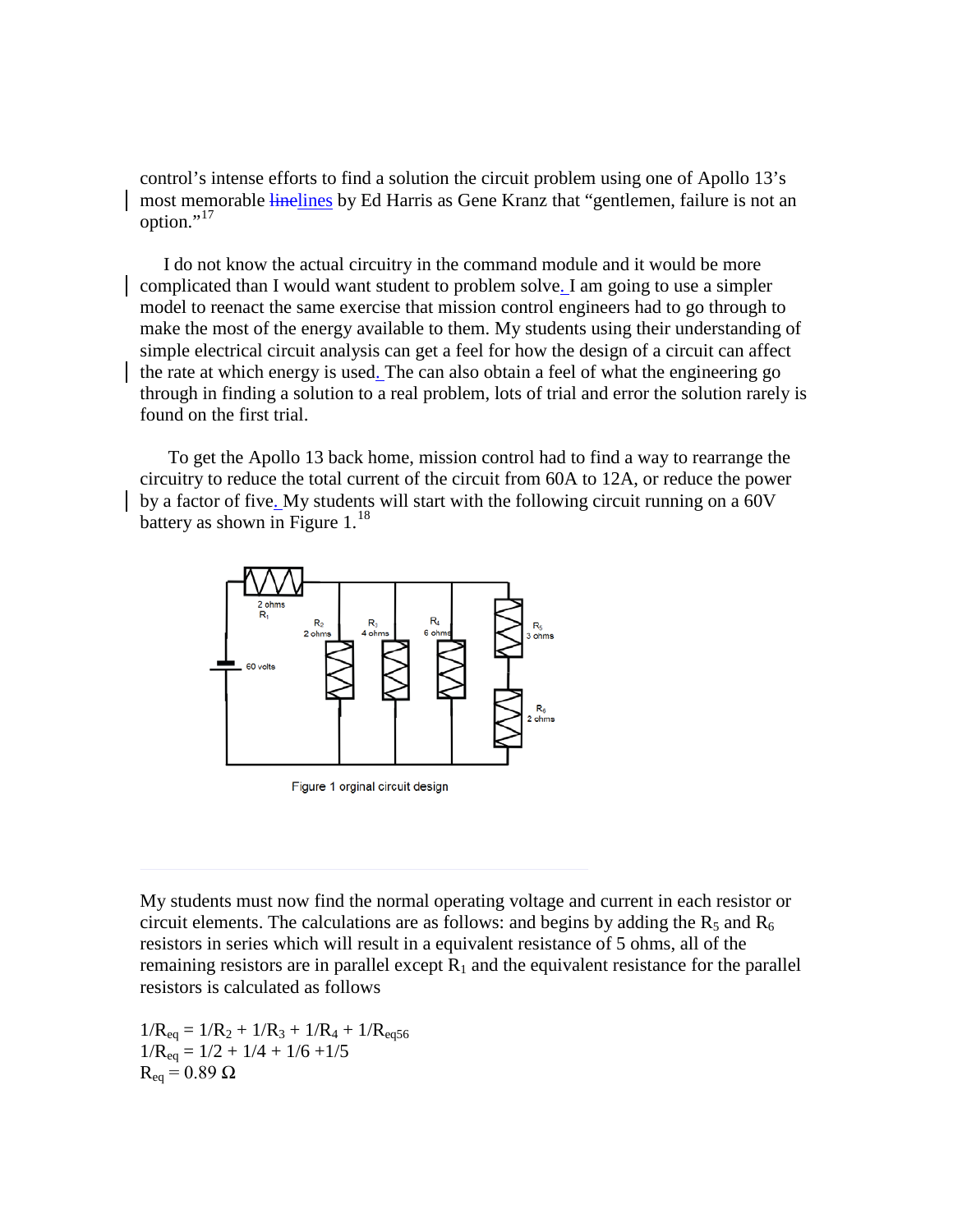control's intense efforts to find a solution the circuit problem using one of Apollo 13's most memorable lines by Ed Harris as Gene Kranz that "gentlemen, failure is not an option."[17]

I do not know the actual circuitry in the command module and it would be more complicated than I would want student to problem solve. I am going to use a simpler model to reenact the same exercise that mission control engineers had to go through to make the most of the energy available to them. My students using their understanding of simple electrical circuit analysis can get a feel for how the design of a circuit can affect the rate at which energy is used. The can also obtain a feel of what the engineering go through in finding a solution to a real problem, lots of trial and error the solution rarely is found on the first trial.

To get the Apollo 13 back home, mission control had to find a way to rearrange the circuitry to reduce the total current of the circuit from 60A to 12A, or reduce the power by a factor of five. My students will start with the following circuit running on a 60V battery as shown in Figure 1.[18]

Figure 1 orginal circuit design

My students must now find the normal operating voltage and current in each resistor or circuit elements. The calculations are as follows: and begins by adding the $R_5$ and $R_6$ resistors in series which will result in a equivalent resistance of 5 ohms, all of the remaining resistors are in parallel except $R_1$ and the equivalent resistance for the parallel resistors is calculated as follows

$$1/R_{eq} = 1/R_2 + 1/R_3 + 1/R_4 + 1/R_{eq56}$$
$$1/R_{eq} = 1/2 + 1/4 + 1/6 + 1/5$$
$$R_{eq} = 0.89\ \Omega$$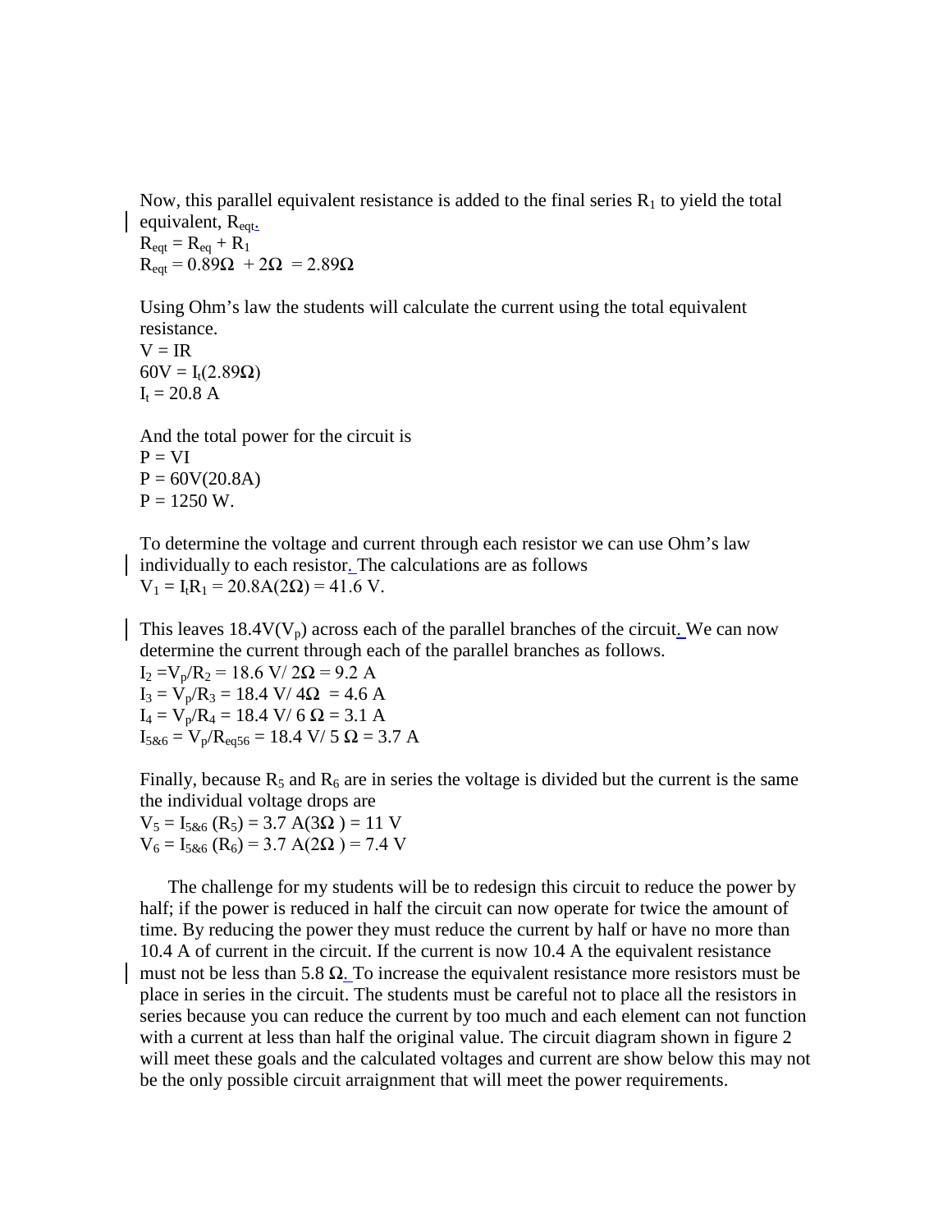Now, this parallel equivalent resistance is added to the final series $R_1$ to yield the total equivalent, $R_{eqt}$.

$R_{eqt} = R_{eq} + R_1$

$R_{eqt} = 0.89\Omega + 2\Omega = 2.89\Omega$

Using Ohm's law the students will calculate the current using the total equivalent resistance.

$V = IR$

$60V = I_t(2.89\Omega)$

$I_t = 20.8$ A

And the total power for the circuit is

$P = VI$

$P = 60V(20.8A)$

$P = 1250$ W.

To determine the voltage and current through each resistor we can use Ohm's law individually to each resistor. The calculations are as follows

$V_1 = I_tR_1 = 20.8A(2\Omega) = 41.6$ V.

This leaves $18.4V(V_p)$ across each of the parallel branches of the circuit. We can now determine the current through each of the parallel branches as follows.

$I_2 = V_p/R_2 = 18.6 \text{ V}/ 2\Omega = 9.2$ A

$I_3 = V_p/R_3 = 18.4 \text{ V}/ 4\Omega = 4.6$ A

$I_4 = V_p/R_4 = 18.4 \text{ V}/ 6\ \Omega = 3.1$ A

$I_{5\&6} = V_p/R_{eq56} = 18.4 \text{ V}/ 5\ \Omega = 3.7$ A

Finally, because $R_5$ and $R_6$ are in series the voltage is divided but the current is the same the individual voltage drops are

$V_5 = I_{5\&6}(R_5) = 3.7 \text{ A}(3\Omega) = 11$ V

$V_6 = I_{5\&6}(R_6) = 3.7 \text{ A}(2\Omega) = 7.4$ V

The challenge for my students will be to redesign this circuit to reduce the power by half; if the power is reduced in half the circuit can now operate for twice the amount of time. By reducing the power they must reduce the current by half or have no more than 10.4 A of current in the circuit. If the current is now 10.4 A the equivalent resistance must not be less than 5.8 Ω. To increase the equivalent resistance more resistors must be place in series in the circuit. The students must be careful not to place all the resistors in series because you can reduce the current by too much and each element can not function with a current at less than half the original value. The circuit diagram shown in figure 2 will meet these goals and the calculated voltages and current are show below this may not be the only possible circuit arraignment that will meet the power requirements.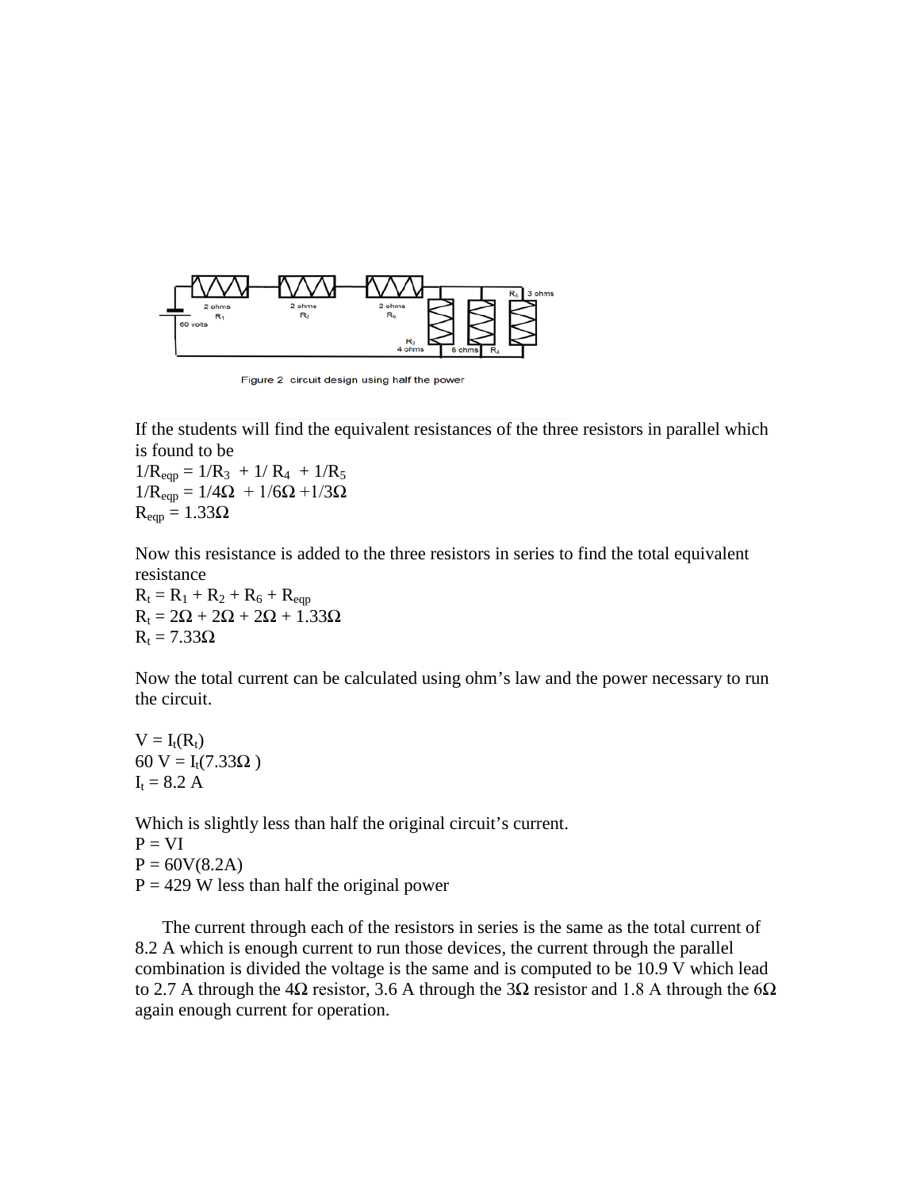Figure 2 circuit design using half the power

If the students will find the equivalent resistances of the three resistors in parallel which is found to be

$1/R_{eqp} = 1/R_3 + 1/R_4 + 1/R_5$

$1/R_{eqp} = 1/4\Omega + 1/6\Omega + 1/3\Omega$

$R_{eqp} = 1.33\Omega$

Now this resistance is added to the three resistors in series to find the total equivalent resistance

$R_t = R_1 + R_2 + R_6 + R_{eqp}$

$R_t = 2\Omega + 2\Omega + 2\Omega + 1.33\Omega$

$R_t = 7.33\Omega$

Now the total current can be calculated using ohm's law and the power necessary to run the circuit.

$V = I_t(R_t)$

$60\text{ V} = I_t(7.33\Omega)$

$I_t = 8.2\text{ A}$

Which is slightly less than half the original circuit's current.

$P = VI$

$P = 60V(8.2A)$

$P = 429$ W less than half the original power

The current through each of the resistors in series is the same as the total current of 8.2 A which is enough current to run those devices, the current through the parallel combination is divided the voltage is the same and is computed to be 10.9 V which lead to 2.7 A through the $4\Omega$ resistor, 3.6 A through the $3\Omega$ resistor and 1.8 A through the $6\Omega$ again enough current for operation.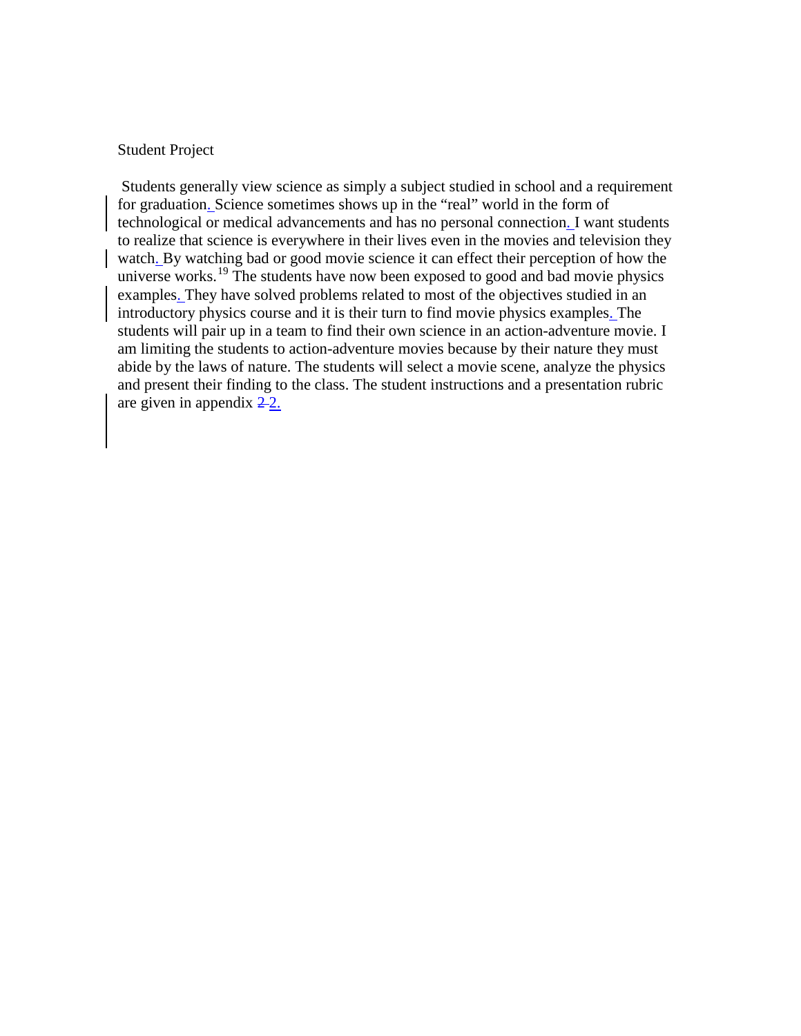Student Project

Students generally view science as simply a subject studied in school and a requirement for graduation. Science sometimes shows up in the "real" world in the form of technological or medical advancements and has no personal connection. I want students to realize that science is everywhere in their lives even in the movies and television they watch. By watching bad or good movie science it can effect their perception of how the universe works.[19] The students have now been exposed to good and bad movie physics examples. They have solved problems related to most of the objectives studied in an introductory physics course and it is their turn to find movie physics examples. The students will pair up in a team to find their own science in an action-adventure movie. I am limiting the students to action-adventure movies because by their nature they must abide by the laws of nature. The students will select a movie scene, analyze the physics and present their finding to the class. The student instructions and a presentation rubric are given in appendix 2.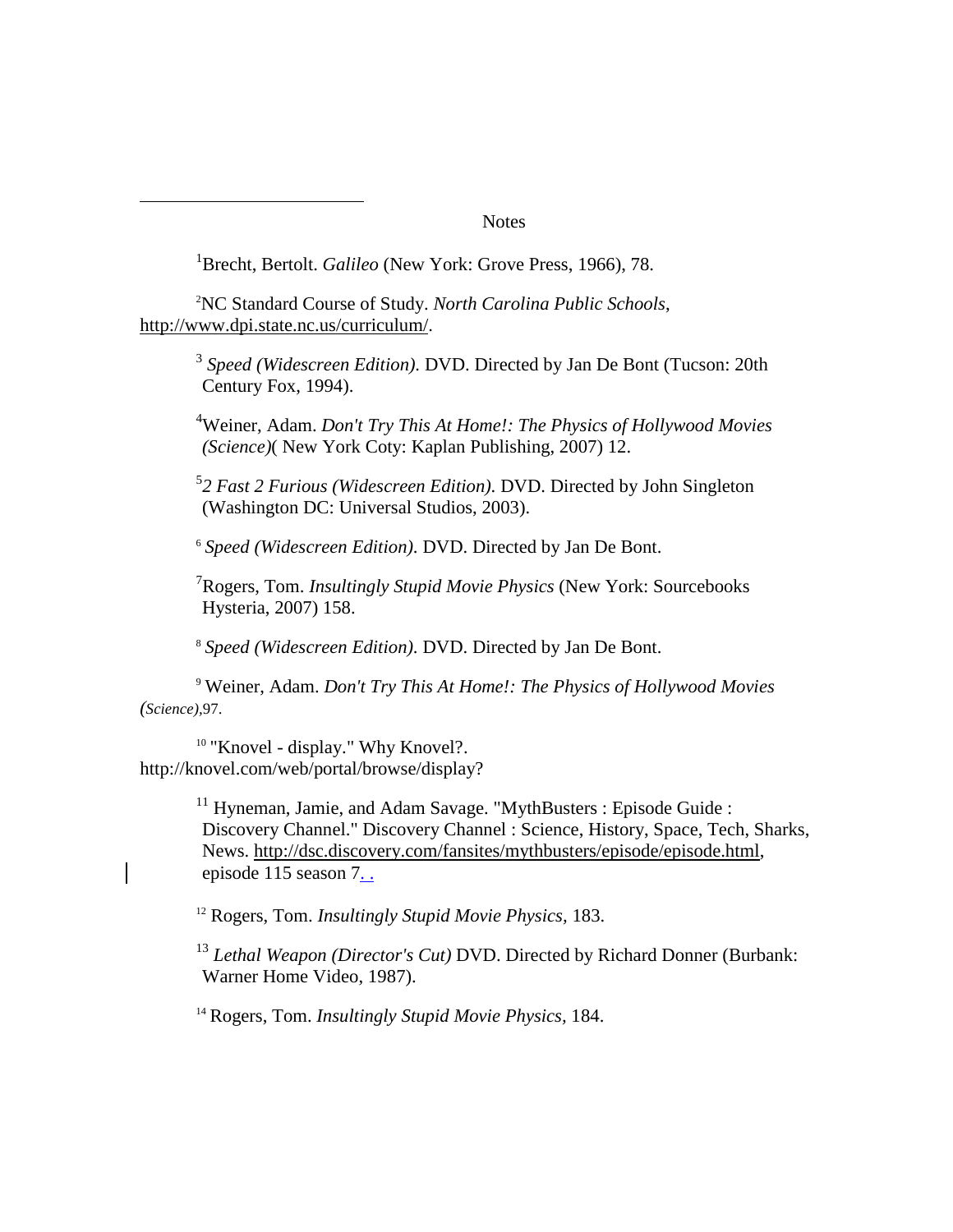## Notes

[1]Brecht, Bertolt. *Galileo* (New York: Grove Press, 1966), 78.

[2]NC Standard Course of Study. *North Carolina Public Schools*, http://www.dpi.state.nc.us/curriculum/.

[3] *Speed (Widescreen Edition)*. DVD. Directed by Jan De Bont (Tucson: 20th Century Fox, 1994).

[4]Weiner, Adam. *Don't Try This At Home!: The Physics of Hollywood Movies (Science)*( New York Coty: Kaplan Publishing, 2007) 12.

[5]*2 Fast 2 Furious (Widescreen Edition)*. DVD. Directed by John Singleton (Washington DC: Universal Studios, 2003).

[6] *Speed (Widescreen Edition)*. DVD. Directed by Jan De Bont.

[7]Rogers, Tom. *Insultingly Stupid Movie Physics* (New York: Sourcebooks Hysteria, 2007) 158.

[8] *Speed (Widescreen Edition)*. DVD. Directed by Jan De Bont.

[9] Weiner, Adam. *Don't Try This At Home!: The Physics of Hollywood Movies (Science)*,97.

[10] "Knovel - display." Why Knovel?. http://knovel.com/web/portal/browse/display?

[11] Hyneman, Jamie, and Adam Savage. "MythBusters : Episode Guide : Discovery Channel." Discovery Channel : Science, History, Space, Tech, Sharks, News. http://dsc.discovery.com/fansites/mythbusters/episode/episode.html, episode 115 season 7. .

[12] Rogers, Tom. *Insultingly Stupid Movie Physics*, 183.

[13] *Lethal Weapon (Director's Cut)* DVD. Directed by Richard Donner (Burbank: Warner Home Video, 1987).

[14] Rogers, Tom. *Insultingly Stupid Movie Physics*, 184.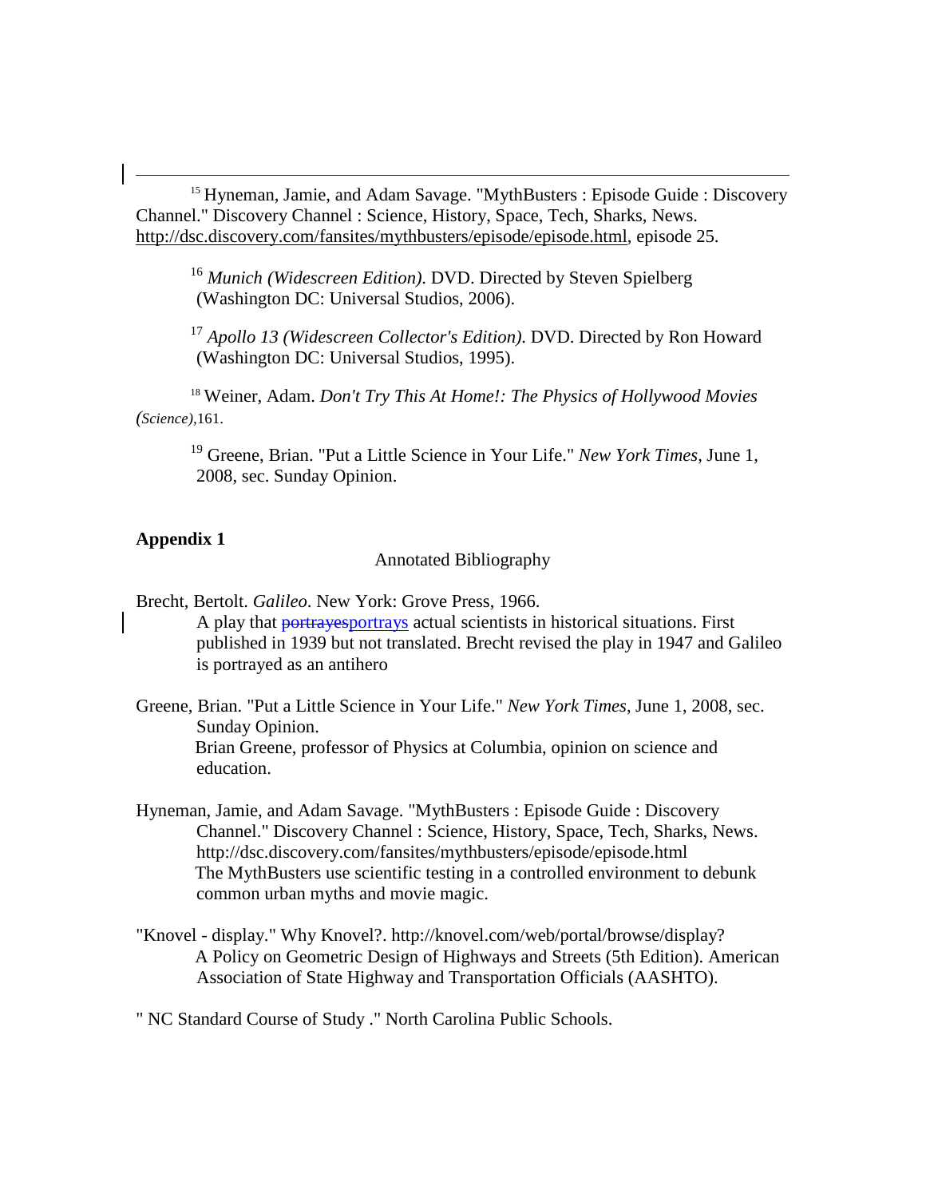[15] Hyneman, Jamie, and Adam Savage. "MythBusters : Episode Guide : Discovery Channel." Discovery Channel : Science, History, Space, Tech, Sharks, News. http://dsc.discovery.com/fansites/mythbusters/episode/episode.html, episode 25.

[16] *Munich (Widescreen Edition)*. DVD. Directed by Steven Spielberg (Washington DC: Universal Studios, 2006).

[17] *Apollo 13 (Widescreen Collector's Edition)*. DVD. Directed by Ron Howard (Washington DC: Universal Studios, 1995).

[18] Weiner, Adam. *Don't Try This At Home!: The Physics of Hollywood Movies (Science)*,161.

[19] Greene, Brian. "Put a Little Science in Your Life." *New York Times*, June 1, 2008, sec. Sunday Opinion.

**Appendix 1**

Annotated Bibliography

Brecht, Bertolt. *Galileo*. New York: Grove Press, 1966.
A play that ~~portrayes~~portrays actual scientists in historical situations. First published in 1939 but not translated. Brecht revised the play in 1947 and Galileo is portrayed as an antihero

Greene, Brian. "Put a Little Science in Your Life." *New York Times*, June 1, 2008, sec. Sunday Opinion.
Brian Greene, professor of Physics at Columbia, opinion on science and education.

Hyneman, Jamie, and Adam Savage. "MythBusters : Episode Guide : Discovery Channel." Discovery Channel : Science, History, Space, Tech, Sharks, News. http://dsc.discovery.com/fansites/mythbusters/episode/episode.html
The MythBusters use scientific testing in a controlled environment to debunk common urban myths and movie magic.

"Knovel - display." Why Knovel?. http://knovel.com/web/portal/browse/display?
A Policy on Geometric Design of Highways and Streets (5th Edition). American Association of State Highway and Transportation Officials (AASHTO).

" NC Standard Course of Study ." North Carolina Public Schools.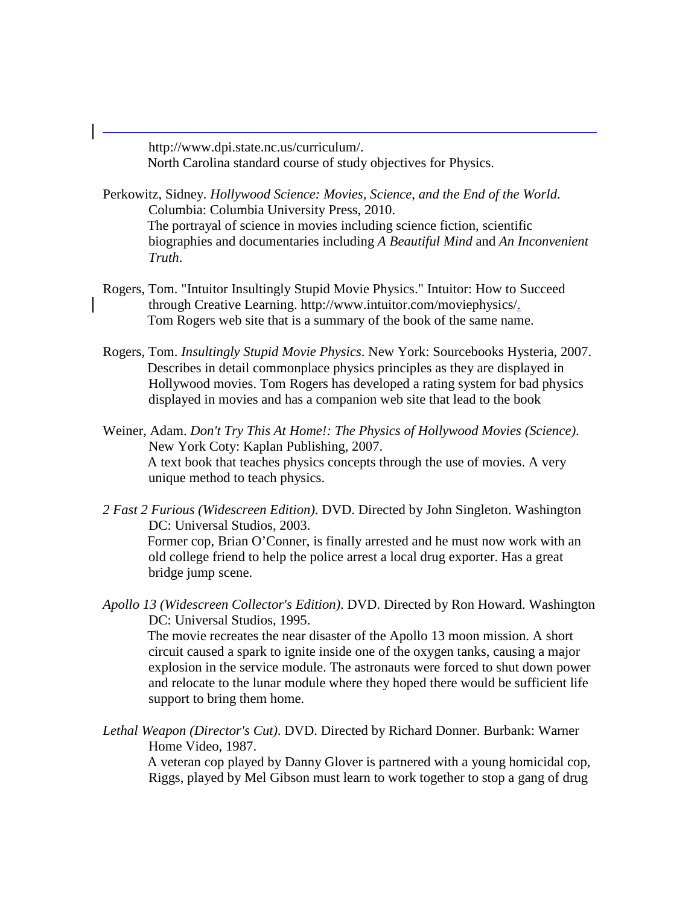http://www.dpi.state.nc.us/curriculum/.
North Carolina standard course of study objectives for Physics.

Perkowitz, Sidney. *Hollywood Science: Movies, Science, and the End of the World*. Columbia: Columbia University Press, 2010.
The portrayal of science in movies including science fiction, scientific biographies and documentaries including *A Beautiful Mind* and *An Inconvenient Truth*.

Rogers, Tom. "Intuitor Insultingly Stupid Movie Physics." Intuitor: How to Succeed through Creative Learning. http://www.intuitor.com/moviephysics/.
Tom Rogers web site that is a summary of the book of the same name.

Rogers, Tom. *Insultingly Stupid Movie Physics*. New York: Sourcebooks Hysteria, 2007.
Describes in detail commonplace physics principles as they are displayed in Hollywood movies. Tom Rogers has developed a rating system for bad physics displayed in movies and has a companion web site that lead to the book

Weiner, Adam. *Don't Try This At Home!: The Physics of Hollywood Movies (Science)*. New York Coty: Kaplan Publishing, 2007.
A text book that teaches physics concepts through the use of movies. A very unique method to teach physics.

*2 Fast 2 Furious (Widescreen Edition)*. DVD. Directed by John Singleton. Washington DC: Universal Studios, 2003.
Former cop, Brian O'Conner, is finally arrested and he must now work with an old college friend to help the police arrest a local drug exporter. Has a great bridge jump scene.

*Apollo 13 (Widescreen Collector's Edition)*. DVD. Directed by Ron Howard. Washington DC: Universal Studios, 1995.
The movie recreates the near disaster of the Apollo 13 moon mission. A short circuit caused a spark to ignite inside one of the oxygen tanks, causing a major explosion in the service module. The astronauts were forced to shut down power and relocate to the lunar module where they hoped there would be sufficient life support to bring them home.

*Lethal Weapon (Director's Cut)*. DVD. Directed by Richard Donner. Burbank: Warner Home Video, 1987.
A veteran cop played by Danny Glover is partnered with a young homicidal cop, Riggs, played by Mel Gibson must learn to work together to stop a gang of drug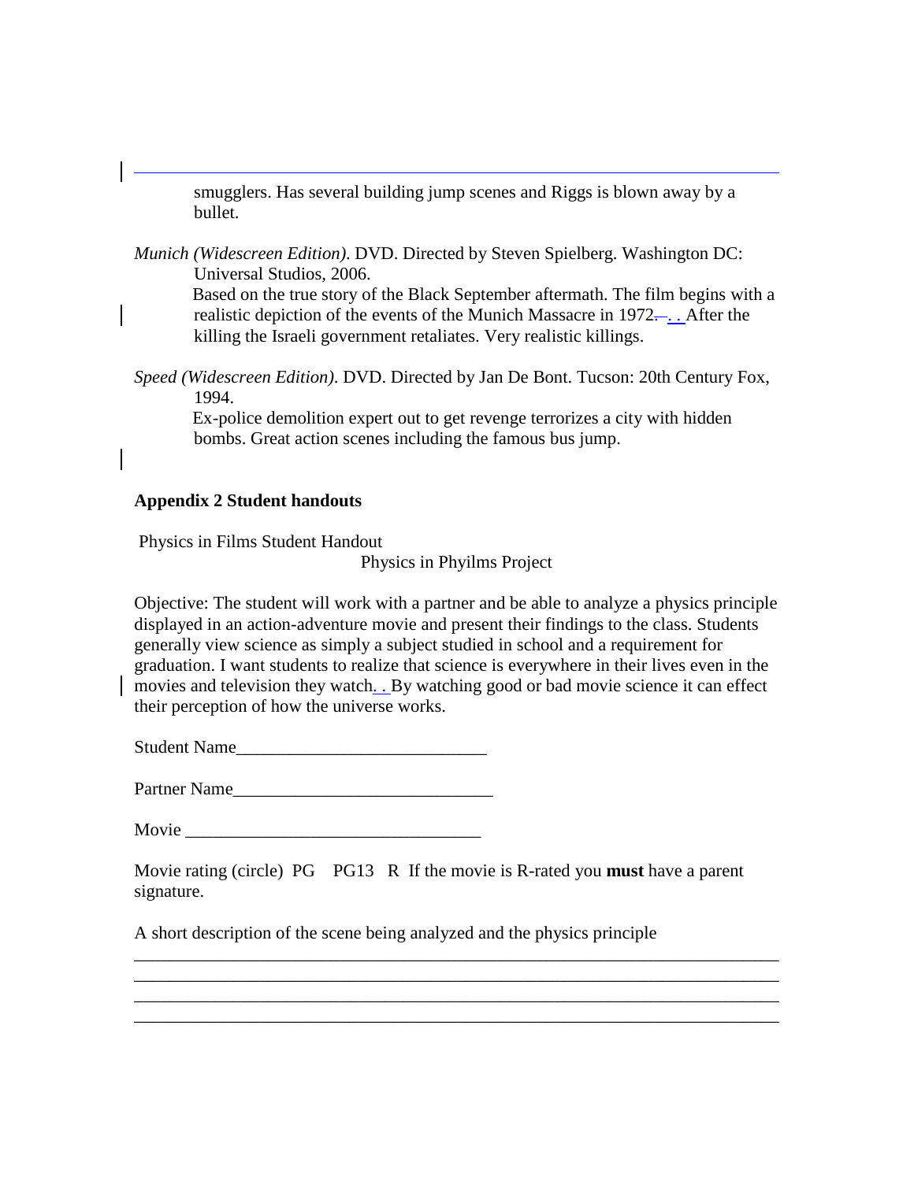smugglers. Has several building jump scenes and Riggs is blown away by a bullet.

*Munich (Widescreen Edition).* DVD. Directed by Steven Spielberg. Washington DC: Universal Studios, 2006.
Based on the true story of the Black September aftermath. The film begins with a realistic depiction of the events of the Munich Massacre in 1972. . After the killing the Israeli government retaliates. Very realistic killings.

*Speed (Widescreen Edition).* DVD. Directed by Jan De Bont. Tucson: 20th Century Fox, 1994.
Ex-police demolition expert out to get revenge terrorizes a city with hidden bombs. Great action scenes including the famous bus jump.

**Appendix 2 Student handouts**

Physics in Films Student Handout

Physics in Phyilms Project

Objective: The student will work with a partner and be able to analyze a physics principle displayed in an action-adventure movie and present their findings to the class. Students generally view science as simply a subject studied in school and a requirement for graduation. I want students to realize that science is everywhere in their lives even in the movies and television they watch. . By watching good or bad movie science it can effect their perception of how the universe works.

Student Name____________________________

Partner Name_____________________________

Movie _________________________________

Movie rating (circle) PG PG13 R If the movie is R-rated you **must** have a parent signature.

A short description of the scene being analyzed and the physics principle
___________________________________________________________________________
___________________________________________________________________________
___________________________________________________________________________
___________________________________________________________________________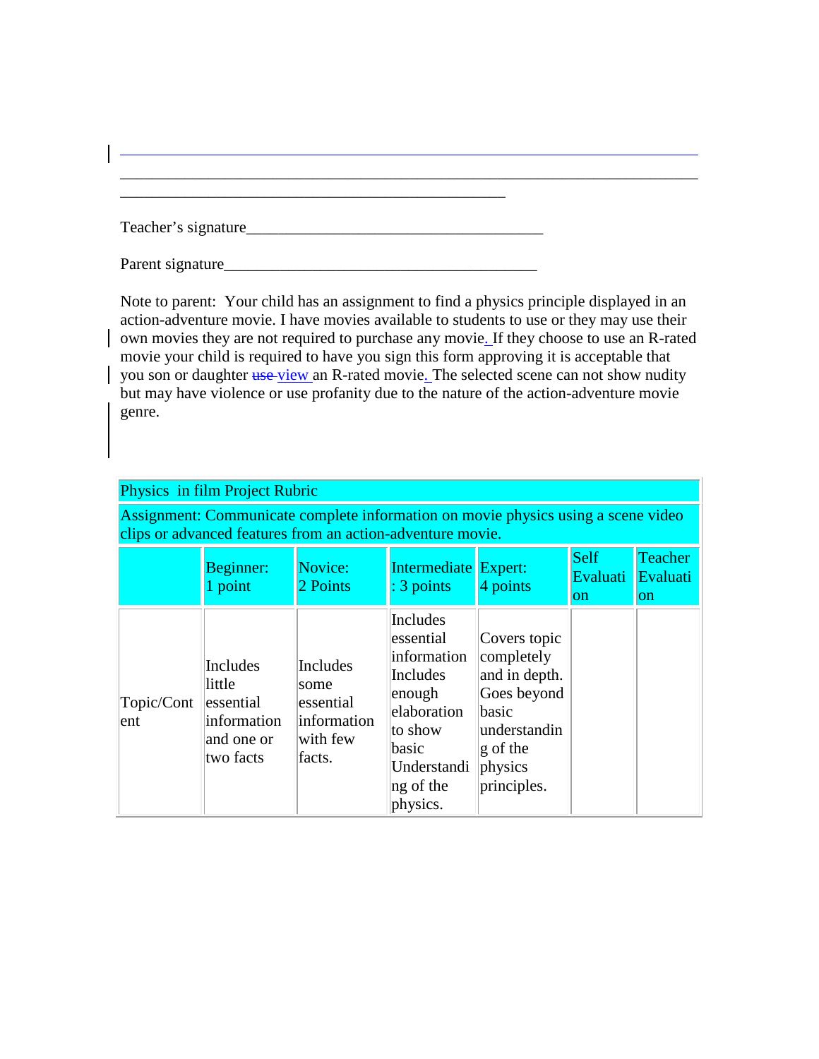\_\_\_\_\_\_\_\_\_\_\_\_\_\_\_\_\_\_\_\_\_\_\_\_\_\_\_\_\_\_\_\_\_\_\_\_\_\_\_\_\_\_\_\_\_\_\_\_\_\_\_\_\_\_\_\_\_\_\_\_\_\_\_\_\_\_\_\_\_\_\_\_\_\_\_\_\_\_\_\_\_\_\_\_\_\_\_\_\_\_\_\_\_\_\_\_\_\_\_\_\_\_\_\_\_\_\_\_\_\_\_\_\_\_\_\_\_\_\_\_\_\_\_\_\_\_\_\_\_\_\_\_\_\_\_\_\_\_\_\_\_\_\_\_\_\_\_\_\_\_\_\_\_\_\_\_\_\_\_\_\_\_\_\_\_\_\_\_\_\_\_\_\_\_\_\_\_\_\_\_\_\_\_\_\_\_\_\_\_\_\_\_\_\_\_\_\_\_\_\_\_\_\_\_\_\_\_\_\_\_\_\_\_\_\_\_\_\_\_\_\_\_\_\_\_\_\_\_\_\_\_\_\_\_\_\_\_\_\_

Teacher's signature\_\_\_\_\_\_\_\_\_\_\_\_\_\_\_\_\_\_\_\_\_\_\_\_\_\_\_\_\_\_\_\_\_\_\_\_\_\_

Parent signature\_\_\_\_\_\_\_\_\_\_\_\_\_\_\_\_\_\_\_\_\_\_\_\_\_\_\_\_\_\_\_\_\_\_\_\_\_\_\_\_\_

Note to parent: Your child has an assignment to find a physics principle displayed in an action-adventure movie. I have movies available to students to use or they may use their own movies they are not required to purchase any movie. If they choose to use an R-rated movie your child is required to have you sign this form approving it is acceptable that you son or daughter ~~use~~ view an R-rated movie. The selected scene can not show nudity but may have violence or use profanity due to the nature of the action-adventure movie genre.

| Physics in film Project Rubric | | | | | | |
|---|---|---|---|---|---|---|
| Assignment: Communicate complete information on movie physics using a scene video clips or advanced features from an action-adventure movie. | | | | | | |
| | Beginner: 1 point | Novice: 2 Points | Intermediate: 3 points | Expert: 4 points | Self Evaluation | Teacher Evaluation |
| Topic/Content | Includes little essential information and one or two facts | Includes some essential information with few facts. | Includes essential information Includes enough elaboration to show basic Understanding of the physics. | Covers topic completely and in depth. Goes beyond basic understanding of the physics principles. | | |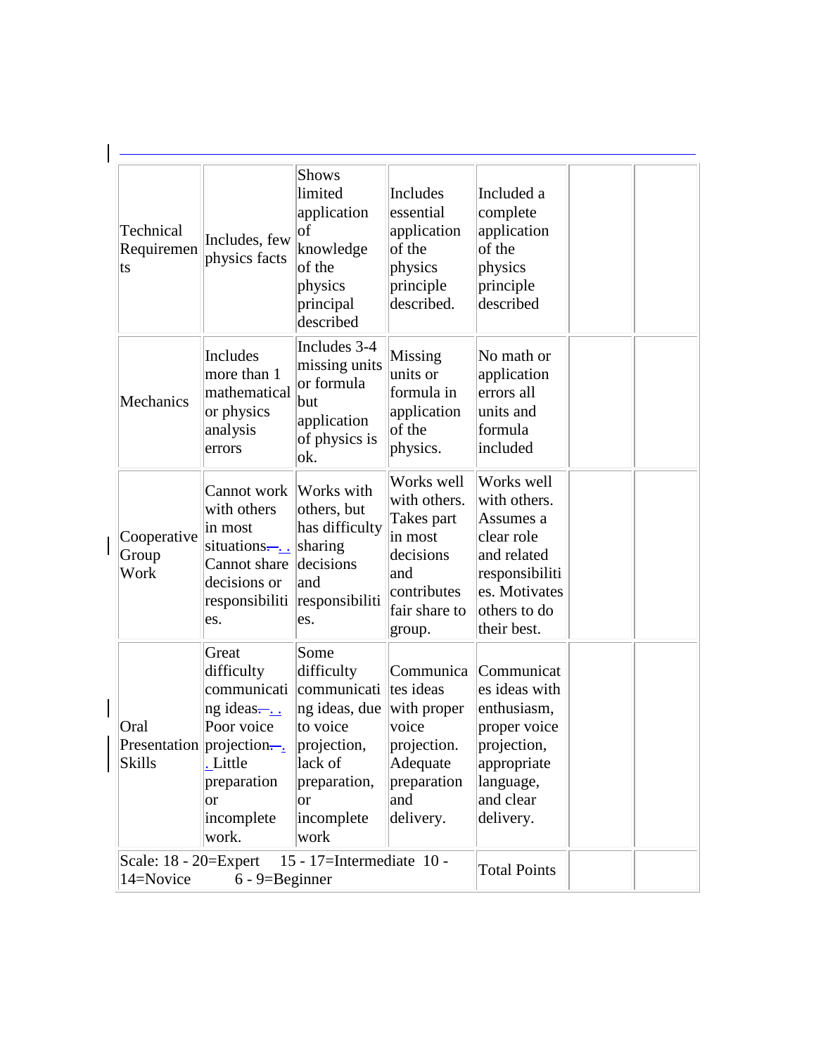| | | | | | | |
|---|---|---|---|---|---|---|
| Technical Requirements | Includes, few physics facts | Shows limited application of knowledge of the physics principal described | Includes essential application of the physics principle described. | Included a complete application of the physics principle described | | |
| Mechanics | Includes more than 1 mathematical or physics analysis errors | Includes 3-4 missing units or formula but application of physics is ok. | Missing units or formula in application of the physics. | No math or application errors all units and formula included | | |
| Cooperative Group Work | Cannot work with others in most situations. Cannot share decisions or responsibilities. | Works with others, but has difficulty sharing decisions and responsibilities. | Works well with others. Takes part in most decisions and contributes fair share to group. | Works well with others. Assumes a clear role and related responsibilities. Motivates others to do their best. | | |
| Oral Presentation Skills | Great difficulty communicating ideas. Poor voice projection. Little preparation or incomplete work. | Some difficulty communicating ideas, due to voice projection, lack of preparation, or incomplete work | Communicates ideas with proper voice projection. Adequate preparation and delivery. | Communicates ideas with enthusiasm, proper voice projection, appropriate language, and clear delivery. | | |
| Scale: 18 - 20=Expert 15 - 17=Intermediate 10 - 14=Novice 6 - 9=Beginner | | | | Total Points | | |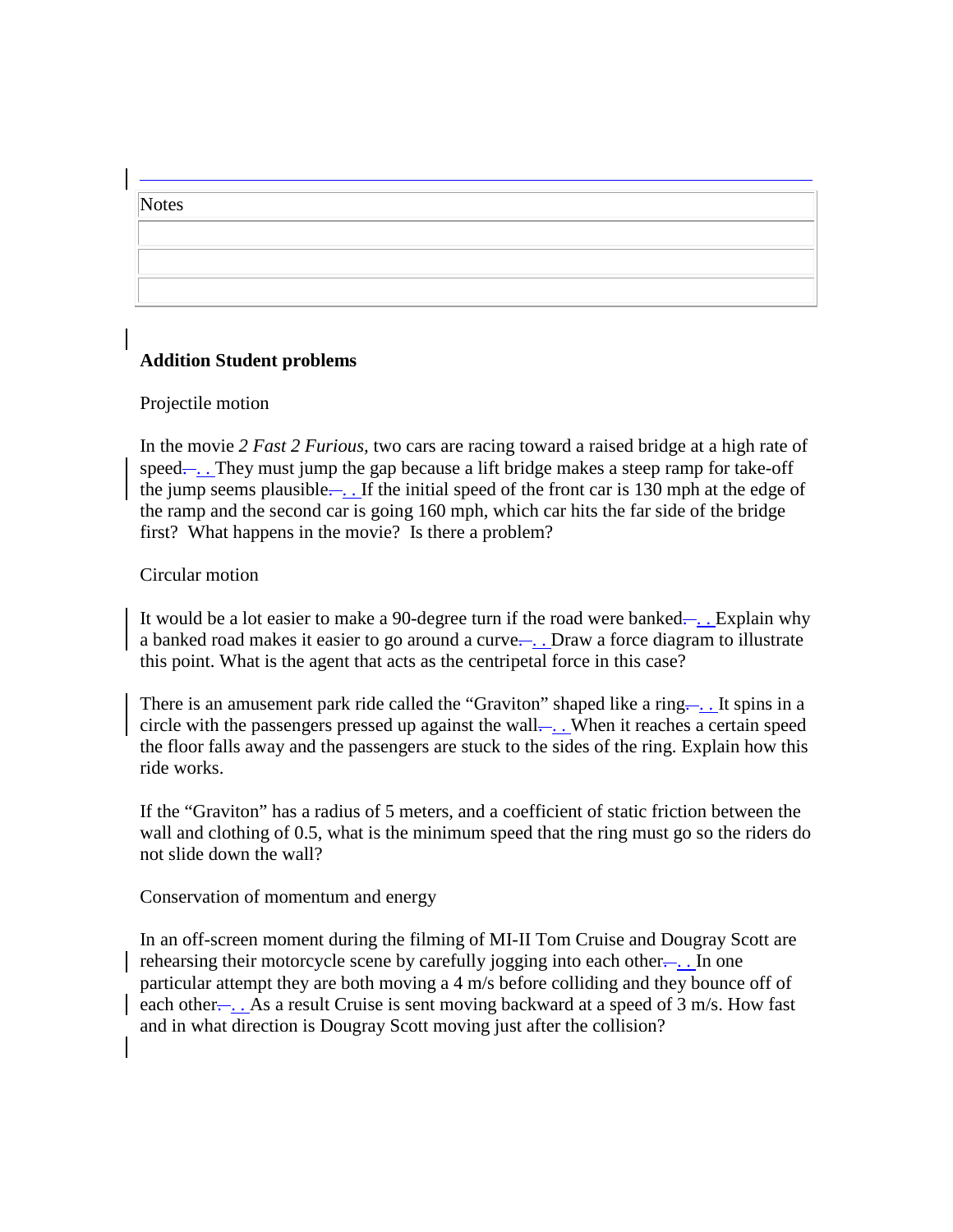| Notes |
| --- |
| |
| |
| |

**Addition Student problems**

Projectile motion

In the movie *2 Fast 2 Furious*, two cars are racing toward a raised bridge at a high rate of speed. They must jump the gap because a lift bridge makes a steep ramp for take-off the jump seems plausible. If the initial speed of the front car is 130 mph at the edge of the ramp and the second car is going 160 mph, which car hits the far side of the bridge first? What happens in the movie? Is there a problem?

Circular motion

It would be a lot easier to make a 90-degree turn if the road were banked. Explain why a banked road makes it easier to go around a curve. Draw a force diagram to illustrate this point. What is the agent that acts as the centripetal force in this case?

There is an amusement park ride called the "Graviton" shaped like a ring. It spins in a circle with the passengers pressed up against the wall. When it reaches a certain speed the floor falls away and the passengers are stuck to the sides of the ring. Explain how this ride works.

If the "Graviton" has a radius of 5 meters, and a coefficient of static friction between the wall and clothing of 0.5, what is the minimum speed that the ring must go so the riders do not slide down the wall?

Conservation of momentum and energy

In an off-screen moment during the filming of MI-II Tom Cruise and Dougray Scott are rehearsing their motorcycle scene by carefully jogging into each other. In one particular attempt they are both moving a 4 m/s before colliding and they bounce off of each other. As a result Cruise is sent moving backward at a speed of 3 m/s. How fast and in what direction is Dougray Scott moving just after the collision?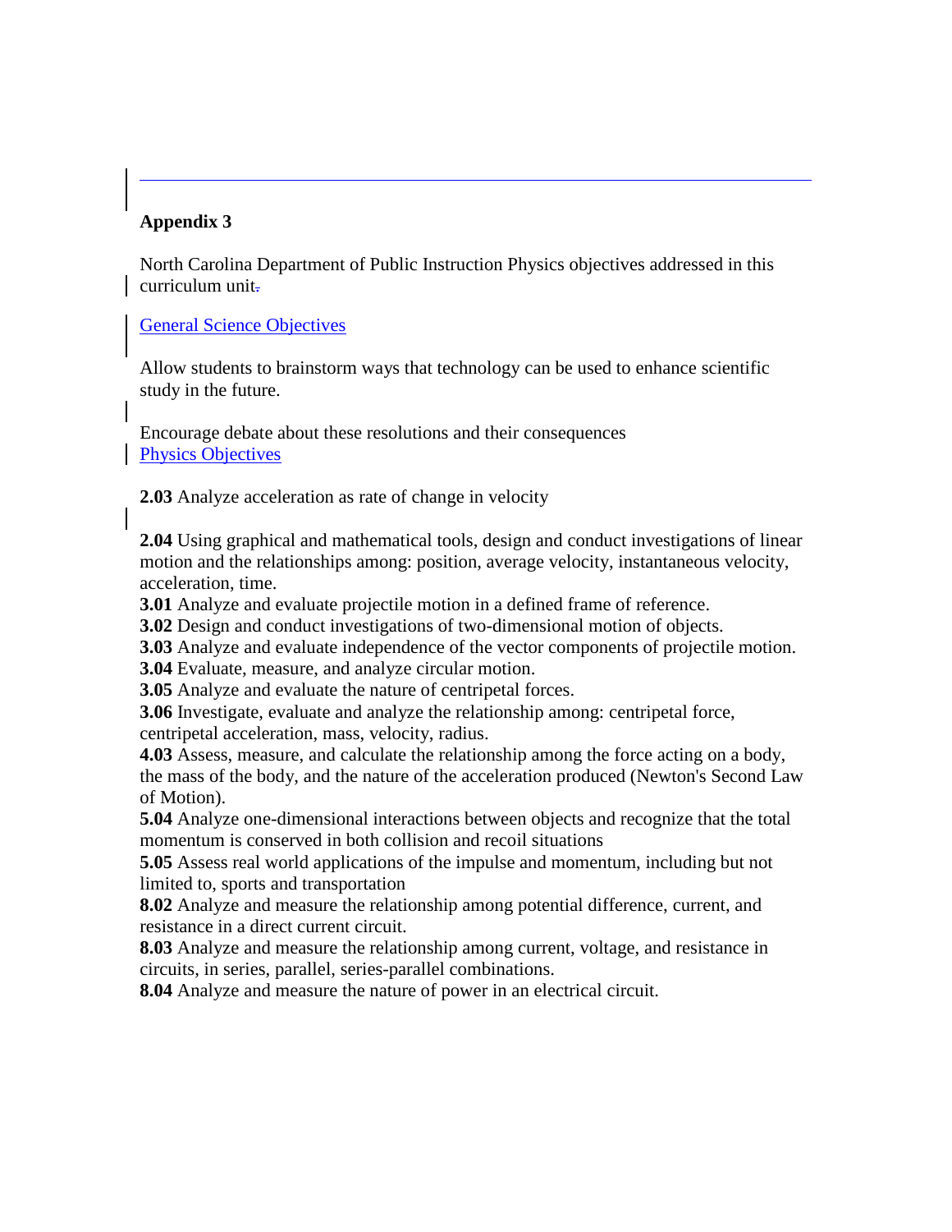---

## Appendix 3

North Carolina Department of Public Instruction Physics objectives addressed in this curriculum unit.

General Science Objectives

Allow students to brainstorm ways that technology can be used to enhance scientific study in the future.

Encourage debate about these resolutions and their consequences
Physics Objectives

**2.03** Analyze acceleration as rate of change in velocity

**2.04** Using graphical and mathematical tools, design and conduct investigations of linear motion and the relationships among: position, average velocity, instantaneous velocity, acceleration, time.
**3.01** Analyze and evaluate projectile motion in a defined frame of reference.
**3.02** Design and conduct investigations of two-dimensional motion of objects.
**3.03** Analyze and evaluate independence of the vector components of projectile motion.
**3.04** Evaluate, measure, and analyze circular motion.
**3.05** Analyze and evaluate the nature of centripetal forces.
**3.06** Investigate, evaluate and analyze the relationship among: centripetal force, centripetal acceleration, mass, velocity, radius.
**4.03** Assess, measure, and calculate the relationship among the force acting on a body, the mass of the body, and the nature of the acceleration produced (Newton's Second Law of Motion).
**5.04** Analyze one-dimensional interactions between objects and recognize that the total momentum is conserved in both collision and recoil situations
**5.05** Assess real world applications of the impulse and momentum, including but not limited to, sports and transportation
**8.02** Analyze and measure the relationship among potential difference, current, and resistance in a direct current circuit.
**8.03** Analyze and measure the relationship among current, voltage, and resistance in circuits, in series, parallel, series-parallel combinations.
**8.04** Analyze and measure the nature of power in an electrical circuit.